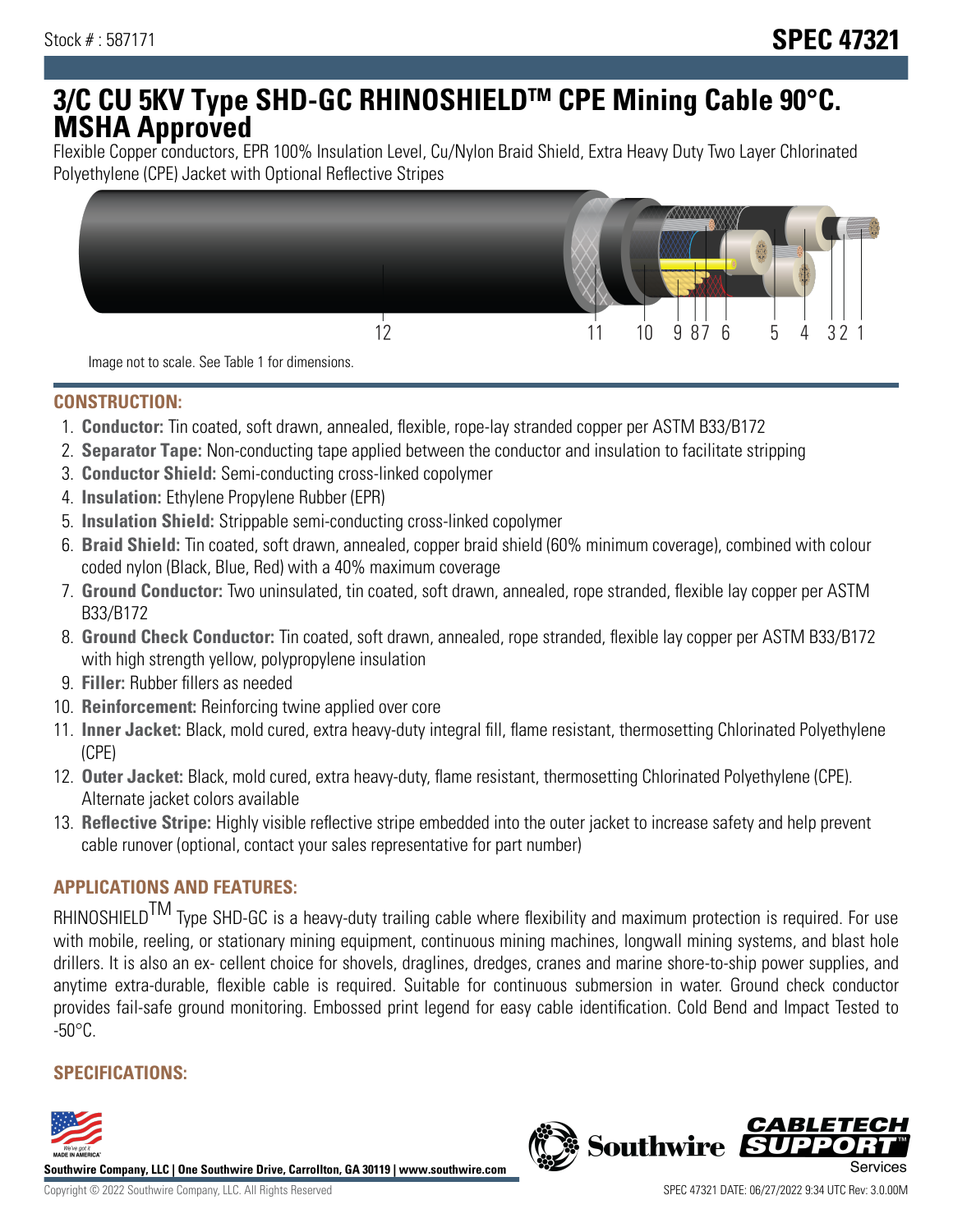Stock # : 587171

# SPEC 47321

# 3/C CU 5KV Type SHD-GC RHINOSHIELDTM CPE Mining Cable 90°C. MSHA Approved

Flexible Copper conductors, EPR 100% Insulation Level, Cu/Nylon Braid Shield, Extra Heavy Duty Two Layer Chlorinated Polyethylene (CPE) Jacket with Optional Reflective Stripes

12 11 10 9 8 7 6 5 4 3 2 1

Image not to scale. See Table 1 for dimensions.

## CONSTRUCTION:

1. **Conductor:** Tin coated, soft drawn, annealed, flexible, rope-lay stranded copper per ASTM B33/B172
2. **Separator Tape:** Non-conducting tape applied between the conductor and insulation to facilitate stripping
3. **Conductor Shield:** Semi-conducting cross-linked copolymer
4. **Insulation:** Ethylene Propylene Rubber (EPR)
5. **Insulation Shield:** Strippable semi-conducting cross-linked copolymer
6. **Braid Shield:** Tin coated, soft drawn, annealed, copper braid shield (60% minimum coverage), combined with colour coded nylon (Black, Blue, Red) with a 40% maximum coverage
7. **Ground Conductor:** Two uninsulated, tin coated, soft drawn, annealed, rope stranded, flexible lay copper per ASTM B33/B172
8. **Ground Check Conductor:** Tin coated, soft drawn, annealed, rope stranded, flexible lay copper per ASTM B33/B172 with high strength yellow, polypropylene insulation
9. **Filler:** Rubber fillers as needed
10. **Reinforcement:** Reinforcing twine applied over core
11. **Inner Jacket:** Black, mold cured, extra heavy-duty integral fill, flame resistant, thermosetting Chlorinated Polyethylene (CPE)
12. **Outer Jacket:** Black, mold cured, extra heavy-duty, flame resistant, thermosetting Chlorinated Polyethylene (CPE). Alternate jacket colors available
13. **Reflective Stripe:** Highly visible reflective stripe embedded into the outer jacket to increase safety and help prevent cable runover (optional, contact your sales representative for part number)

## APPLICATIONS AND FEATURES:

RHINOSHIELDTM Type SHD-GC is a heavy-duty trailing cable where flexibility and maximum protection is required. For use with mobile, reeling, or stationary mining equipment, continuous mining machines, longwall mining systems, and blast hole drillers. It is also an ex- cellent choice for shovels, draglines, dredges, cranes and marine shore-to-ship power supplies, and anytime extra-durable, flexible cable is required. Suitable for continuous submersion in water. Ground check conductor provides fail-safe ground monitoring. Embossed print legend for easy cable identification. Cold Bend and Impact Tested to -50°C.

## SPECIFICATIONS:

**Southwire Company, LLC | One Southwire Drive, Carrollton, GA 30119 | www.southwire.com**

Copyright © 2022 Southwire Company, LLC. All Rights Reserved

SPEC 47321 DATE: 06/27/2022 9:34 UTC Rev: 3.0.00M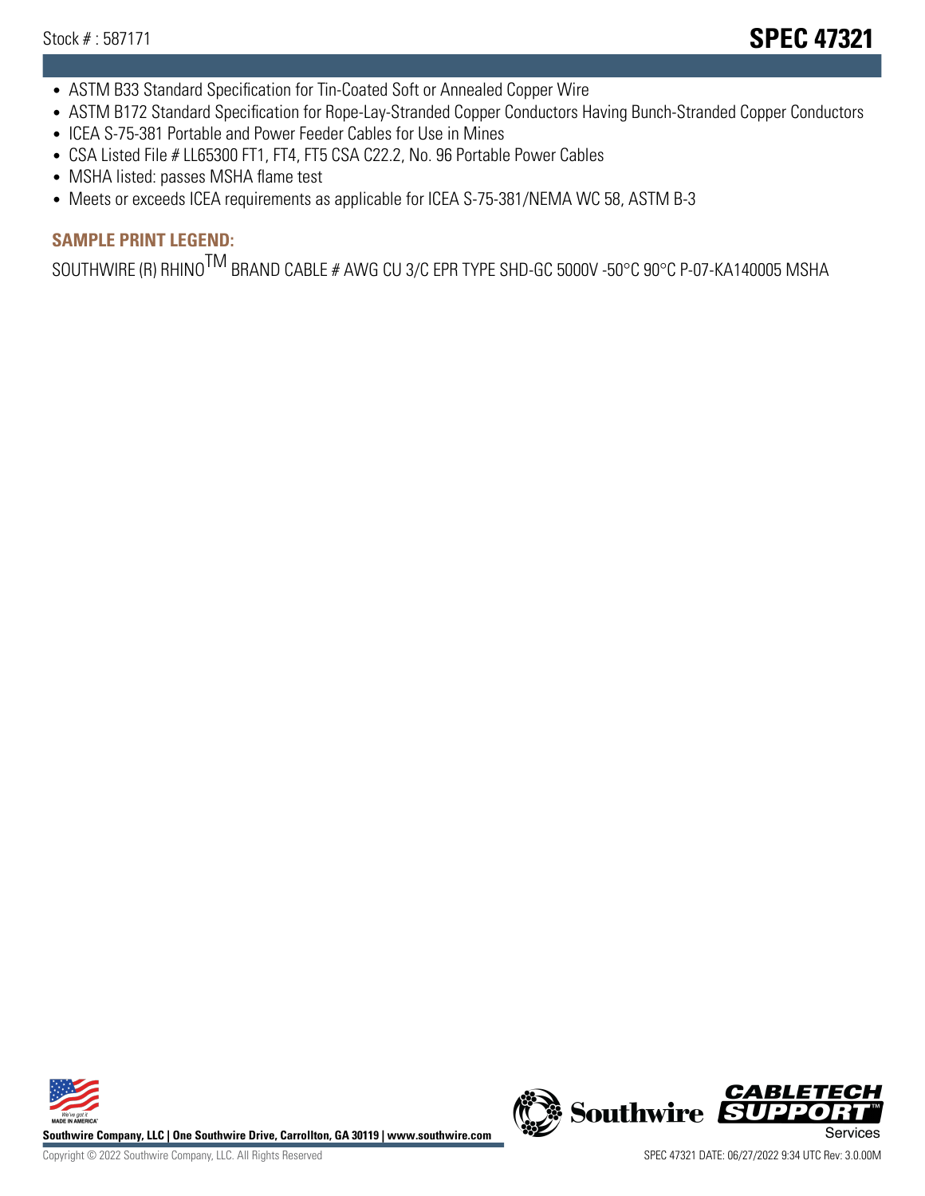- ASTM B33 Standard Specification for Tin-Coated Soft or Annealed Copper Wire
- ASTM B172 Standard Specification for Rope-Lay-Stranded Copper Conductors Having Bunch-Stranded Copper Conductors
- ICEA S-75-381 Portable and Power Feeder Cables for Use in Mines
- CSA Listed File # LL65300 FT1, FT4, FT5 CSA C22.2, No. 96 Portable Power Cables
- MSHA listed: passes MSHA flame test
- Meets or exceeds ICEA requirements as applicable for ICEA S-75-381/NEMA WC 58, ASTM B-3

**SAMPLE PRINT LEGEND:**

SOUTHWIRE (R) RHINO$^{TM}$ BRAND CABLE # AWG CU 3/C EPR TYPE SHD-GC 5000V -50°C 90°C P-07-KA140005 MSHA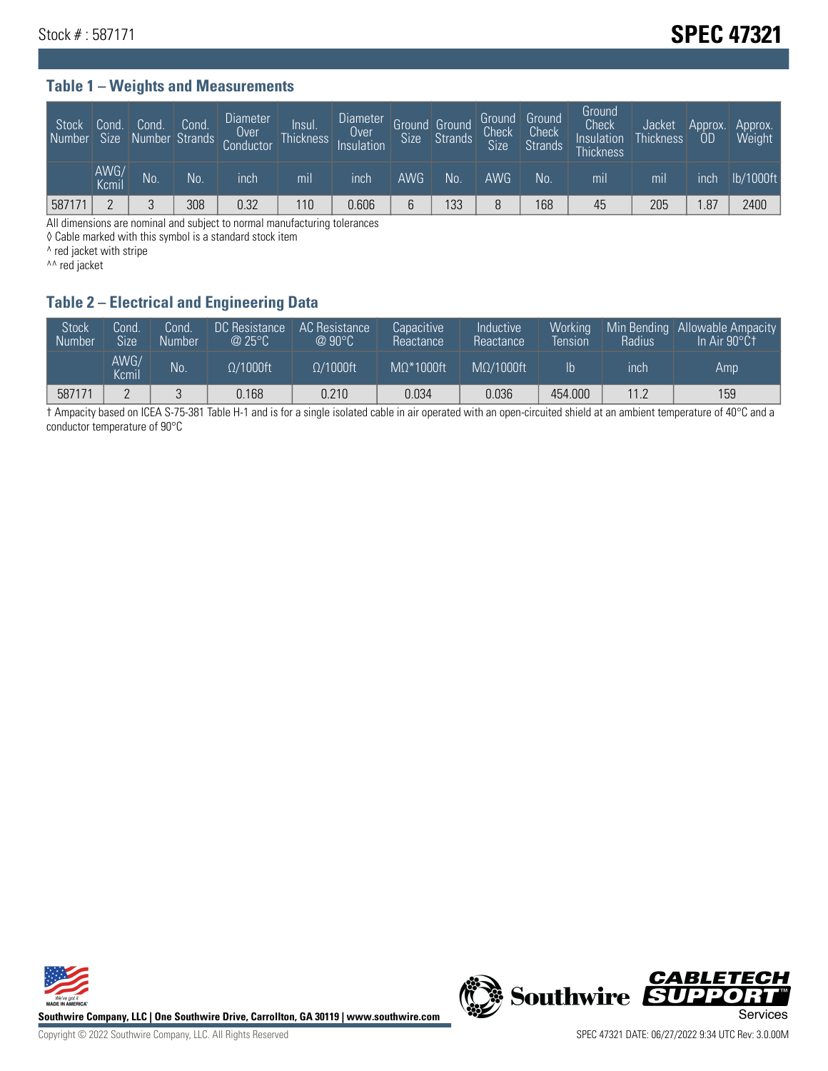Stock # : 587171

# SPEC 47321

## Table 1 – Weights and Measurements

| Stock Number | Cond. Size | Cond. Number | Cond. Strands | Diameter Over Conductor | Insul. Thickness | Diameter Over Insulation | Ground Size | Ground Strands | Ground Check Size | Ground Check Strands | Ground Check Insulation Thickness | Jacket Thickness | Approx. OD | Approx. Weight |
|---|---|---|---|---|---|---|---|---|---|---|---|---|---|---|
| | AWG/ Kcmil | No. | No. | inch | mil | inch | AWG | No. | AWG | No. | mil | mil | inch | lb/1000ft |
| 587171 | 2 | 3 | 308 | 0.32 | 110 | 0.606 | 6 | 133 | 8 | 168 | 45 | 205 | 1.87 | 2400 |

All dimensions are nominal and subject to normal manufacturing tolerances

◊ Cable marked with this symbol is a standard stock item

^ red jacket with stripe

^^ red jacket

## Table 2 – Electrical and Engineering Data

| Stock Number | Cond. Size | Cond. Number | DC Resistance @ 25°C | AC Resistance @ 90°C | Capacitive Reactance | Inductive Reactance | Working Tension | Min Bending Radius | Allowable Ampacity In Air 90°C† |
|---|---|---|---|---|---|---|---|---|---|
| | AWG/ Kcmil | No. | Ω/1000ft | Ω/1000ft | MΩ*1000ft | MΩ/1000ft | lb | inch | Amp |
| 587171 | 2 | 3 | 0.168 | 0.210 | 0.034 | 0.036 | 454.000 | 11.2 | 159 |

† Ampacity based on ICEA S-75-381 Table H-1 and is for a single isolated cable in air operated with an open-circuited shield at an ambient temperature of 40°C and a conductor temperature of 90°C

Southwire Company, LLC | One Southwire Drive, Carrollton, GA 30119 | www.southwire.com

Copyright © 2022 Southwire Company, LLC. All Rights Reserved

SPEC 47321 DATE: 06/27/2022 9:34 UTC Rev: 3.0.00M